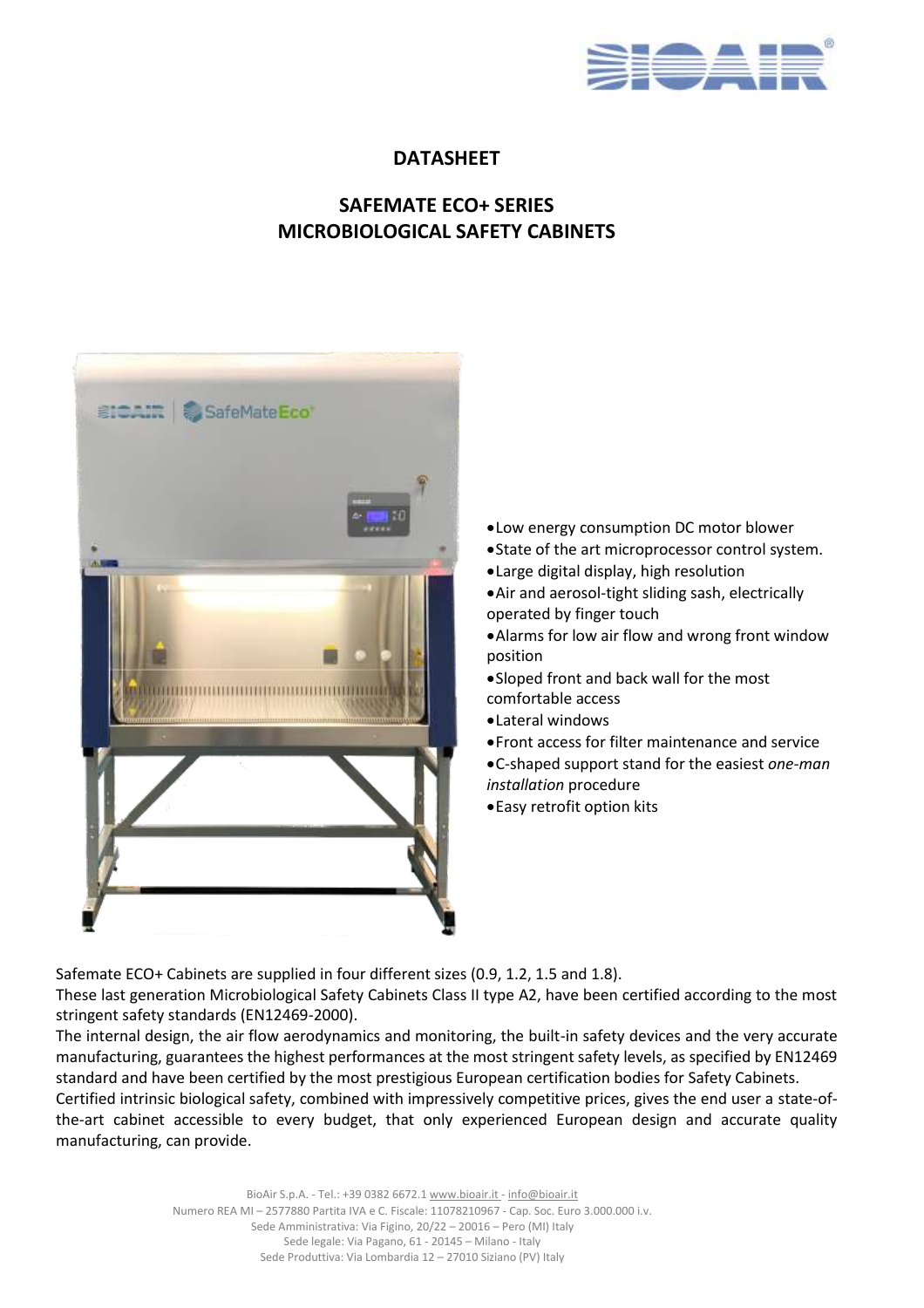# DATASHEET

## SAFEMATE ECO+ SERIES
## MICROBIOLOGICAL SAFETY CABINETS

- Low energy consumption DC motor blower
- State of the art microprocessor control system.
- Large digital display, high resolution
- Air and aerosol-tight sliding sash, electrically operated by finger touch
- Alarms for low air flow and wrong front window position
- Sloped front and back wall for the most comfortable access
- Lateral windows
- Front access for filter maintenance and service
- C-shaped support stand for the easiest *one-man installation* procedure
- Easy retrofit option kits

Safemate ECO+ Cabinets are supplied in four different sizes (0.9, 1.2, 1.5 and 1.8).
These last generation Microbiological Safety Cabinets Class II type A2, have been certified according to the most stringent safety standards (EN12469-2000).
The internal design, the air flow aerodynamics and monitoring, the built-in safety devices and the very accurate manufacturing, guarantees the highest performances at the most stringent safety levels, as specified by EN12469 standard and have been certified by the most prestigious European certification bodies for Safety Cabinets.
Certified intrinsic biological safety, combined with impressively competitive prices, gives the end user a state-of-the-art cabinet accessible to every budget, that only experienced European design and accurate quality manufacturing, can provide.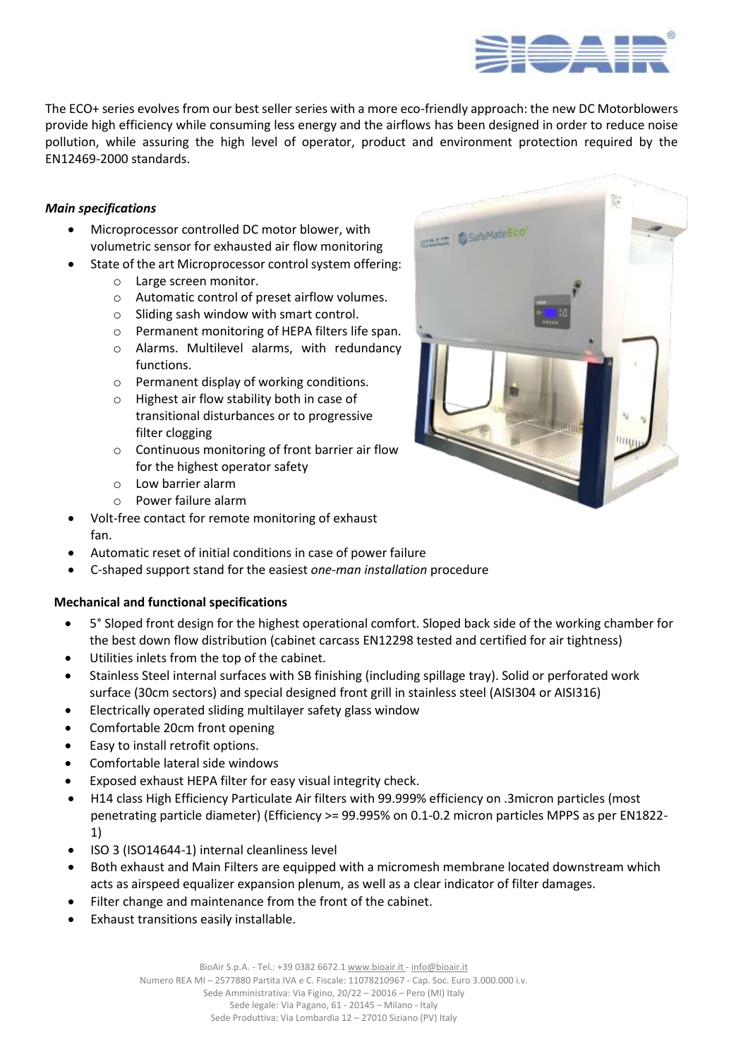The ECO+ series evolves from our best seller series with a more eco-friendly approach: the new DC Motorblowers provide high efficiency while consuming less energy and the airflows has been designed in order to reduce noise pollution, while assuring the high level of operator, product and environment protection required by the EN12469-2000 standards.

### *Main specifications*

- Microprocessor controlled DC motor blower, with volumetric sensor for exhausted air flow monitoring
- State of the art Microprocessor control system offering:
  - Large screen monitor.
  - Automatic control of preset airflow volumes.
  - Sliding sash window with smart control.
  - Permanent monitoring of HEPA filters life span.
  - Alarms. Multilevel alarms, with redundancy functions.
  - Permanent display of working conditions.
  - Highest air flow stability both in case of transitional disturbances or to progressive filter clogging
  - Continuous monitoring of front barrier air flow for the highest operator safety
  - Low barrier alarm
  - Power failure alarm
- Volt-free contact for remote monitoring of exhaust fan.
- Automatic reset of initial conditions in case of power failure
- C-shaped support stand for the easiest *one-man installation* procedure

### **Mechanical and functional specifications**

- 5° Sloped front design for the highest operational comfort. Sloped back side of the working chamber for the best down flow distribution (cabinet carcass EN12298 tested and certified for air tightness)
- Utilities inlets from the top of the cabinet.
- Stainless Steel internal surfaces with SB finishing (including spillage tray). Solid or perforated work surface (30cm sectors) and special designed front grill in stainless steel (AISI304 or AISI316)
- Electrically operated sliding multilayer safety glass window
- Comfortable 20cm front opening
- Easy to install retrofit options.
- Comfortable lateral side windows
- Exposed exhaust HEPA filter for easy visual integrity check.
- H14 class High Efficiency Particulate Air filters with 99.999% efficiency on .3micron particles (most penetrating particle diameter) (Efficiency >= 99.995% on 0.1-0.2 micron particles MPPS as per EN1822-1)
- ISO 3 (ISO14644-1) internal cleanliness level
- Both exhaust and Main Filters are equipped with a micromesh membrane located downstream which acts as airspeed equalizer expansion plenum, as well as a clear indicator of filter damages.
- Filter change and maintenance from the front of the cabinet.
- Exhaust transitions easily installable.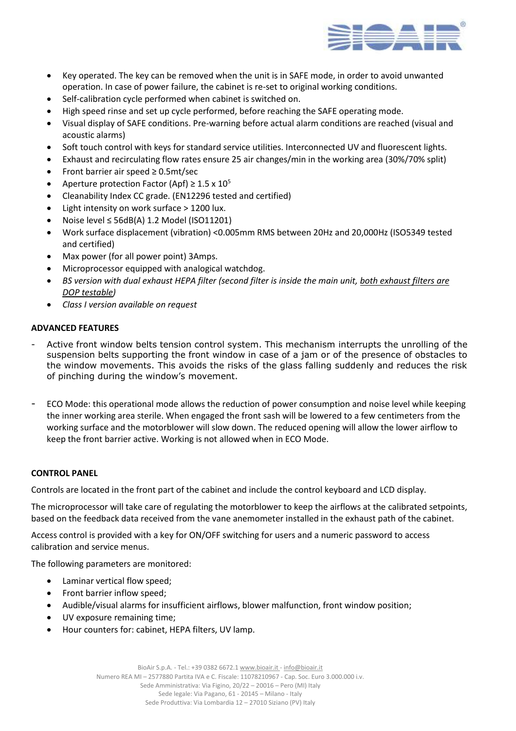- Key operated. The key can be removed when the unit is in SAFE mode, in order to avoid unwanted operation. In case of power failure, the cabinet is re-set to original working conditions.
- Self-calibration cycle performed when cabinet is switched on.
- High speed rinse and set up cycle performed, before reaching the SAFE operating mode.
- Visual display of SAFE conditions. Pre-warning before actual alarm conditions are reached (visual and acoustic alarms)
- Soft touch control with keys for standard service utilities. Interconnected UV and fluorescent lights.
- Exhaust and recirculating flow rates ensure 25 air changes/min in the working area (30%/70% split)
- Front barrier air speed ≥ 0.5mt/sec
- Aperture protection Factor (Apf) ≥ $1.5 \times 10^5$
- Cleanability Index CC grade. (EN12296 tested and certified)
- Light intensity on work surface > 1200 lux.
- Noise level ≤ 56dB(A) 1.2 Model (ISO11201)
- Work surface displacement (vibration) <0.005mm RMS between 20Hz and 20,000Hz (ISO5349 tested and certified)
- Max power (for all power point) 3Amps.
- Microprocessor equipped with analogical watchdog.
- *BS version with dual exhaust HEPA filter (second filter is inside the main unit, <u>both exhaust filters are DOP testable</u>)*
- *Class I version available on request*

**ADVANCED FEATURES**

- Active front window belts tension control system. This mechanism interrupts the unrolling of the suspension belts supporting the front window in case of a jam or of the presence of obstacles to the window movements. This avoids the risks of the glass falling suddenly and reduces the risk of pinching during the window's movement.

- ECO Mode: this operational mode allows the reduction of power consumption and noise level while keeping the inner working area sterile. When engaged the front sash will be lowered to a few centimeters from the working surface and the motorblower will slow down. The reduced opening will allow the lower airflow to keep the front barrier active. Working is not allowed when in ECO Mode.

**CONTROL PANEL**

Controls are located in the front part of the cabinet and include the control keyboard and LCD display.

The microprocessor will take care of regulating the motorblower to keep the airflows at the calibrated setpoints, based on the feedback data received from the vane anemometer installed in the exhaust path of the cabinet.

Access control is provided with a key for ON/OFF switching for users and a numeric password to access calibration and service menus.

The following parameters are monitored:

- Laminar vertical flow speed;
- Front barrier inflow speed;
- Audible/visual alarms for insufficient airflows, blower malfunction, front window position;
- UV exposure remaining time;
- Hour counters for: cabinet, HEPA filters, UV lamp.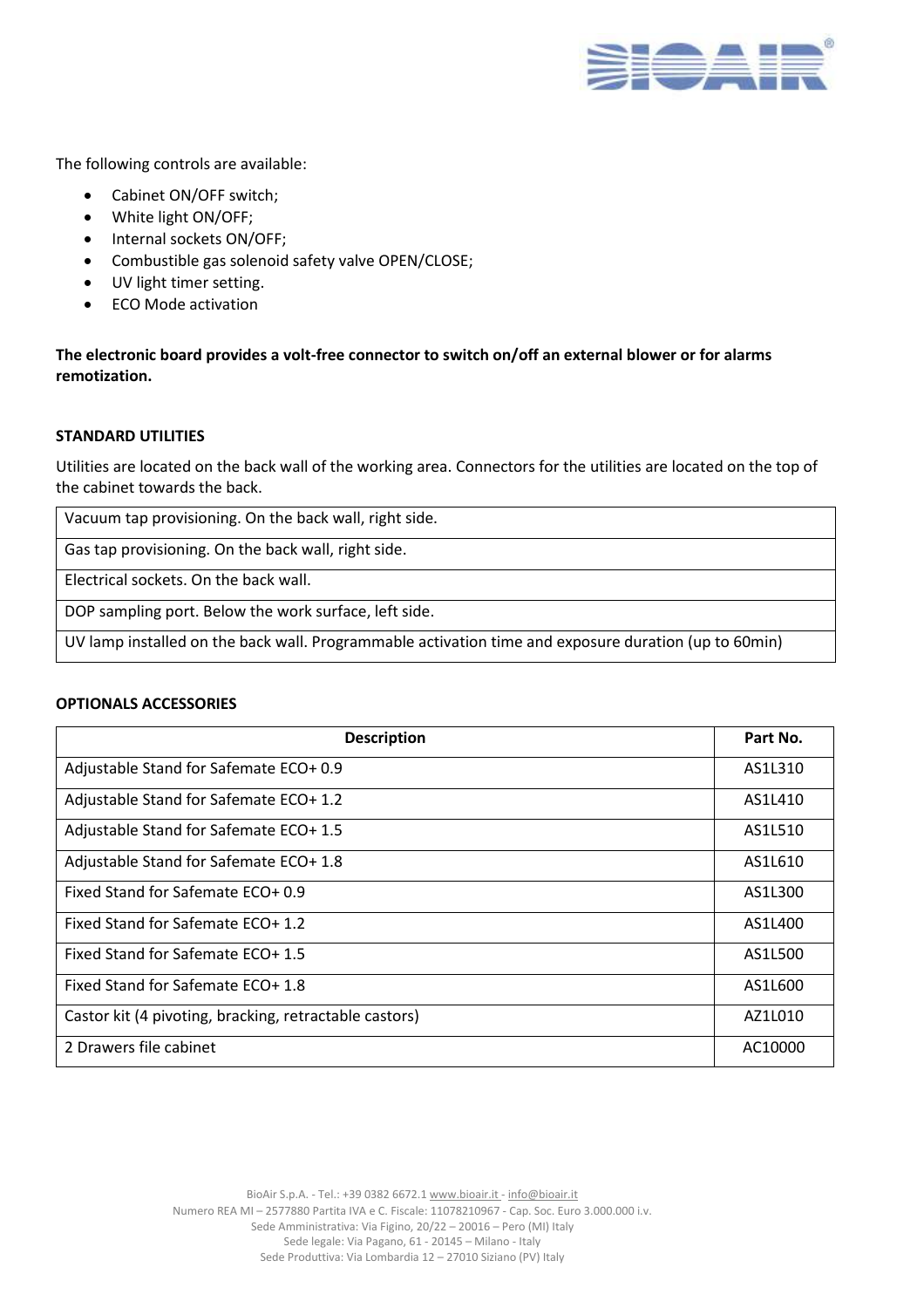The following controls are available:

- Cabinet ON/OFF switch;
- White light ON/OFF;
- Internal sockets ON/OFF;
- Combustible gas solenoid safety valve OPEN/CLOSE;
- UV light timer setting.
- ECO Mode activation

**The electronic board provides a volt-free connector to switch on/off an external blower or for alarms remotization.**

**STANDARD UTILITIES**

Utilities are located on the back wall of the working area. Connectors for the utilities are located on the top of the cabinet towards the back.

| Vacuum tap provisioning. On the back wall, right side. |
|---|
| Gas tap provisioning. On the back wall, right side. |
| Electrical sockets. On the back wall. |
| DOP sampling port. Below the work surface, left side. |
| UV lamp installed on the back wall. Programmable activation time and exposure duration (up to 60min) |

**OPTIONALS ACCESSORIES**

| Description | Part No. |
|---|---|
| Adjustable Stand for Safemate ECO+ 0.9 | AS1L310 |
| Adjustable Stand for Safemate ECO+ 1.2 | AS1L410 |
| Adjustable Stand for Safemate ECO+ 1.5 | AS1L510 |
| Adjustable Stand for Safemate ECO+ 1.8 | AS1L610 |
| Fixed Stand for Safemate ECO+ 0.9 | AS1L300 |
| Fixed Stand for Safemate ECO+ 1.2 | AS1L400 |
| Fixed Stand for Safemate ECO+ 1.5 | AS1L500 |
| Fixed Stand for Safemate ECO+ 1.8 | AS1L600 |
| Castor kit (4 pivoting, bracking, retractable castors) | AZ1L010 |
| 2 Drawers file cabinet | AC10000 |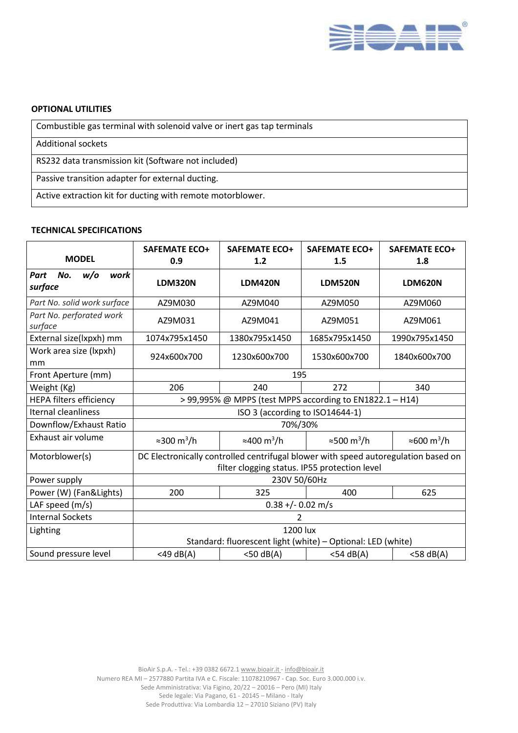**OPTIONAL UTILITIES**

| |
|---|
| Combustible gas terminal with solenoid valve or inert gas tap terminals |
| Additional sockets |
| RS232 data transmission kit (Software not included) |
| Passive transition adapter for external ducting. |
| Active extraction kit for ducting with remote motorblower. |

**TECHNICAL SPECIFICATIONS**

| MODEL | SAFEMATE ECO+ 0.9 | SAFEMATE ECO+ 1.2 | SAFEMATE ECO+ 1.5 | SAFEMATE ECO+ 1.8 |
|---|---|---|---|---|
| ***Part No. w/o work surface*** | **LDM320N** | **LDM420N** | **LDM520N** | **LDM620N** |
| *Part No. solid work surface* | AZ9M030 | AZ9M040 | AZ9M050 | AZ9M060 |
| *Part No. perforated work surface* | AZ9M031 | AZ9M041 | AZ9M051 | AZ9M061 |
| External size(lxpxh) mm | 1074x795x1450 | 1380x795x1450 | 1685x795x1450 | 1990x795x1450 |
| Work area size (lxpxh) mm | 924x600x700 | 1230x600x700 | 1530x600x700 | 1840x600x700 |
| Front Aperture (mm) | 195 | | | |
| Weight (Kg) | 206 | 240 | 272 | 340 |
| HEPA filters efficiency | > 99,995% @ MPPS (test MPPS according to EN1822.1 – H14) | | | |
| Iternal cleanliness | ISO 3 (according to ISO14644-1) | | | |
| Downflow/Exhaust Ratio | 70%/30% | | | |
| Exhaust air volume | ≈300 $m^3/h$ | ≈400 $m^3/h$ | ≈500 $m^3/h$ | ≈600 $m^3/h$ |
| Motorblower(s) | DC Electronically controlled centrifugal blower with speed autoregulation based on filter clogging status. IP55 protection level | | | |
| Power supply | 230V 50/60Hz | | | |
| Power (W) (Fan&Lights) | 200 | 325 | 400 | 625 |
| LAF speed (m/s) | 0.38 +/- 0.02 m/s | | | |
| Internal Sockets | 2 | | | |
| Lighting | 1200 lux<br>Standard: fluorescent light (white) – Optional: LED (white) | | | |
| Sound pressure level | <49 dB(A) | <50 dB(A) | <54 dB(A) | <58 dB(A) |

BioAir S.p.A. - Tel.: +39 0382 6672.1 www.bioair.it - info@bioair.it
Numero REA MI – 2577880 Partita IVA e C. Fiscale: 11078210967 - Cap. Soc. Euro 3.000.000 i.v.
Sede Amministrativa: Via Figino, 20/22 – 20016 – Pero (MI) Italy
Sede legale: Via Pagano, 61 - 20145 – Milano - Italy
Sede Produttiva: Via Lombardia 12 – 27010 Siziano (PV) Italy